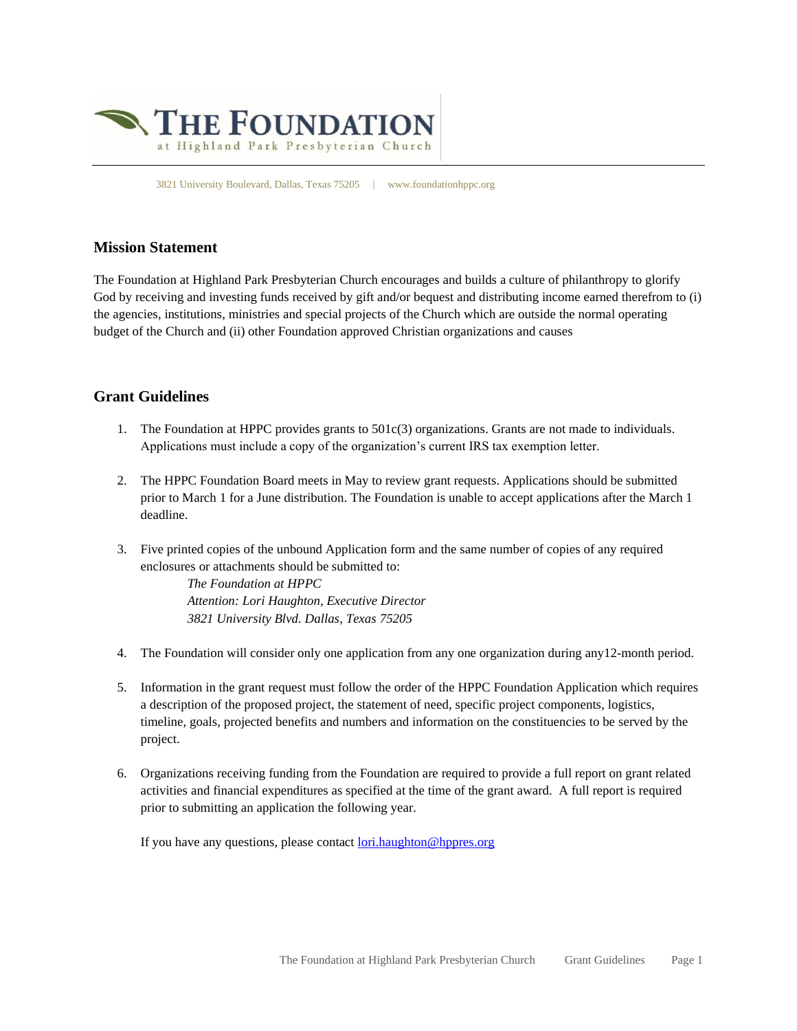# THE FOUNDATION

at Highland Park Presbyterian Church

3821 University Boulevard, Dallas, Texas 75205 | www.foundationhppc.org

## Mission Statement

The Foundation at Highland Park Presbyterian Church encourages and builds a culture of philanthropy to glorify God by receiving and investing funds received by gift and/or bequest and distributing income earned therefrom to (i) the agencies, institutions, ministries and special projects of the Church which are outside the normal operating budget of the Church and (ii) other Foundation approved Christian organizations and causes

## Grant Guidelines

1. The Foundation at HPPC provides grants to 501c(3) organizations. Grants are not made to individuals. Applications must include a copy of the organization's current IRS tax exemption letter.

2. The HPPC Foundation Board meets in May to review grant requests. Applications should be submitted prior to March 1 for a June distribution. The Foundation is unable to accept applications after the March 1 deadline.

3. Five printed copies of the unbound Application form and the same number of copies of any required enclosures or attachments should be submitted to:

   *The Foundation at HPPC*
   *Attention: Lori Haughton, Executive Director*
   *3821 University Blvd. Dallas, Texas 75205*

4. The Foundation will consider only one application from any one organization during any12-month period.

5. Information in the grant request must follow the order of the HPPC Foundation Application which requires a description of the proposed project, the statement of need, specific project components, logistics, timeline, goals, projected benefits and numbers and information on the constituencies to be served by the project.

6. Organizations receiving funding from the Foundation are required to provide a full report on grant related activities and financial expenditures as specified at the time of the grant award. A full report is required prior to submitting an application the following year.

   If you have any questions, please contact lori.haughton@hppres.org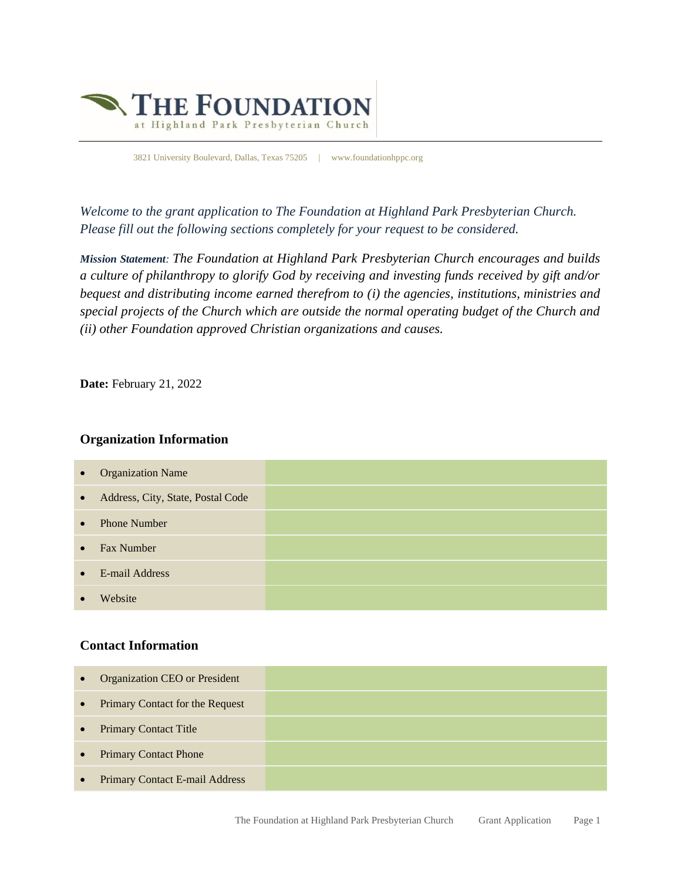# The Foundation at Highland Park Presbyterian Church

3821 University Boulevard, Dallas, Texas 75205 | www.foundationhppc.org

*Welcome to the grant application to The Foundation at Highland Park Presbyterian Church. Please fill out the following sections completely for your request to be considered.*

***Mission Statement**: The Foundation at Highland Park Presbyterian Church encourages and builds a culture of philanthropy to glorify God by receiving and investing funds received by gift and/or bequest and distributing income earned therefrom to (i) the agencies, institutions, ministries and special projects of the Church which are outside the normal operating budget of the Church and (ii) other Foundation approved Christian organizations and causes.*

**Date:** February 21, 2022

## Organization Information

| | |
|---|---|
| • Organization Name | |
| • Address, City, State, Postal Code | |
| • Phone Number | |
| • Fax Number | |
| • E-mail Address | |
| • Website | |

## Contact Information

| | |
|---|---|
| • Organization CEO or President | |
| • Primary Contact for the Request | |
| • Primary Contact Title | |
| • Primary Contact Phone | |
| • Primary Contact E-mail Address | |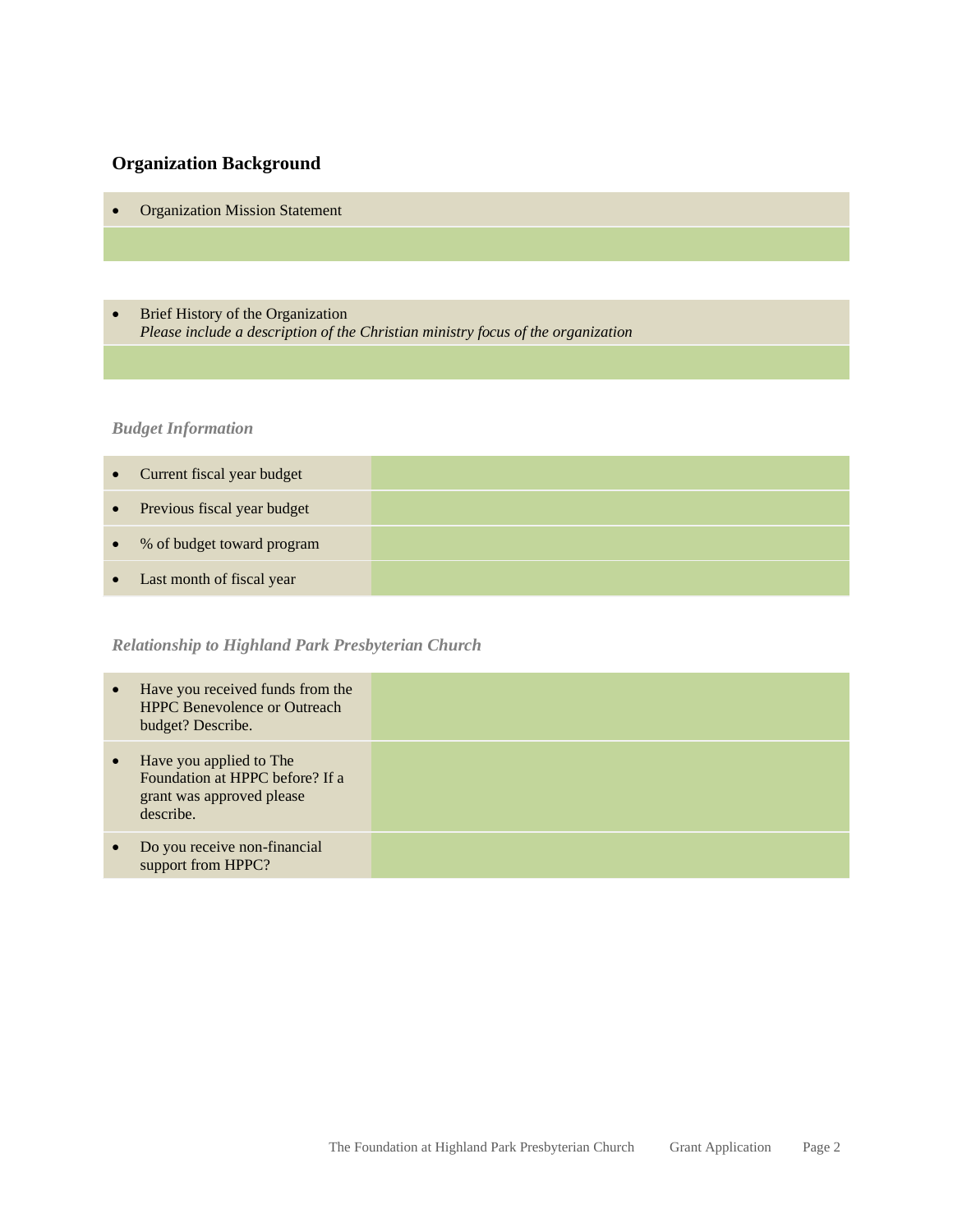## Organization Background

| Organization Mission Statement |
| --- |
| |

| Brief History of the Organization *Please include a description of the Christian ministry focus of the organization* |
| --- |
| |

### *Budget Information*

| | |
| --- | --- |
| Current fiscal year budget | |
| Previous fiscal year budget | |
| % of budget toward program | |
| Last month of fiscal year | |

### *Relationship to Highland Park Presbyterian Church*

| | |
| --- | --- |
| Have you received funds from the HPPC Benevolence or Outreach budget? Describe. | |
| Have you applied to The Foundation at HPPC before? If a grant was approved please describe. | |
| Do you receive non-financial support from HPPC? | |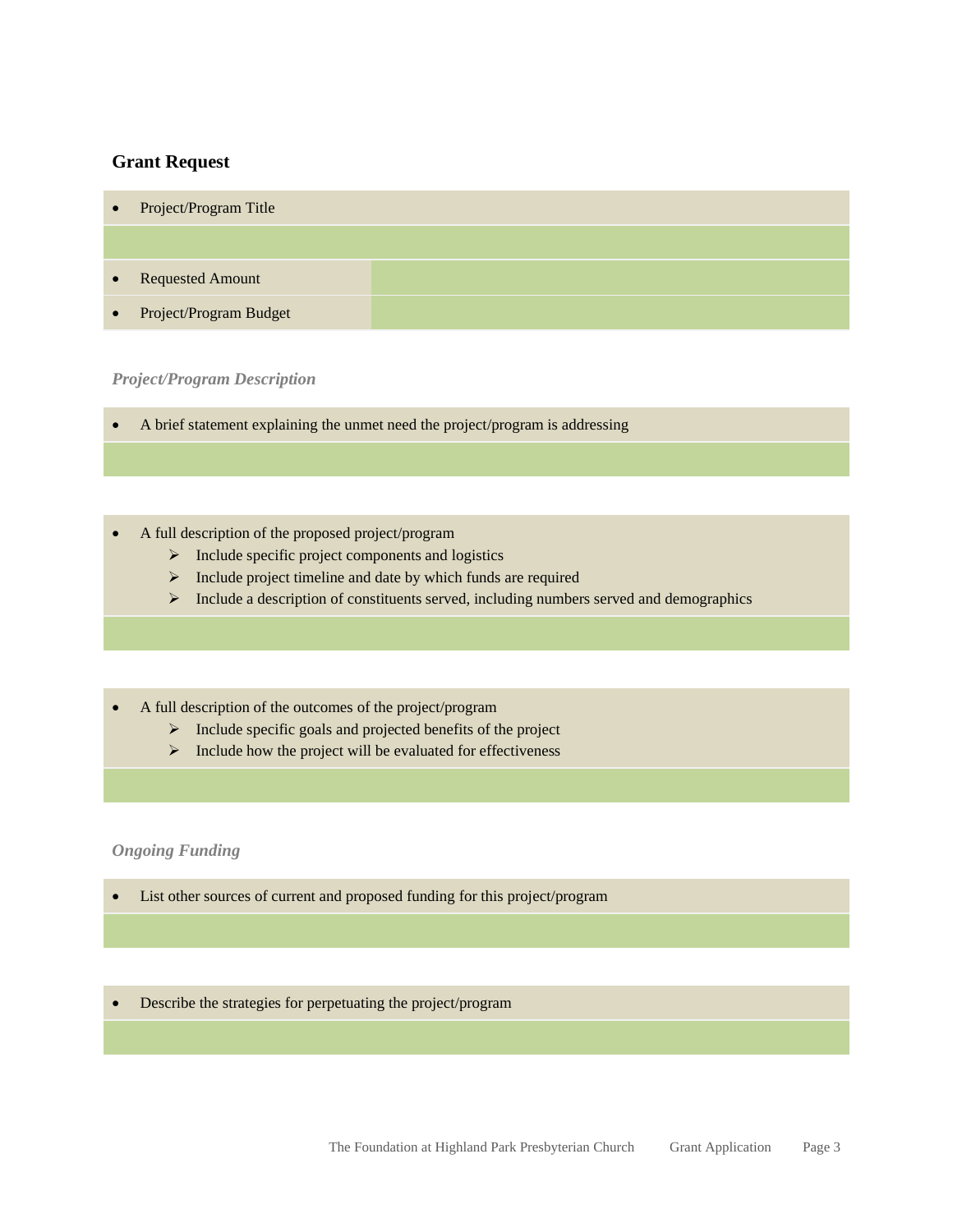## Grant Request

- Project/Program Title

| | |
|---|---|
| • Requested Amount | |
| • Project/Program Budget | |

### *Project/Program Description*

- A brief statement explaining the unmet need the project/program is addressing

- A full description of the proposed project/program
  - Include specific project components and logistics
  - Include project timeline and date by which funds are required
  - Include a description of constituents served, including numbers served and demographics

- A full description of the outcomes of the project/program
  - Include specific goals and projected benefits of the project
  - Include how the project will be evaluated for effectiveness

### *Ongoing Funding*

- List other sources of current and proposed funding for this project/program

- Describe the strategies for perpetuating the project/program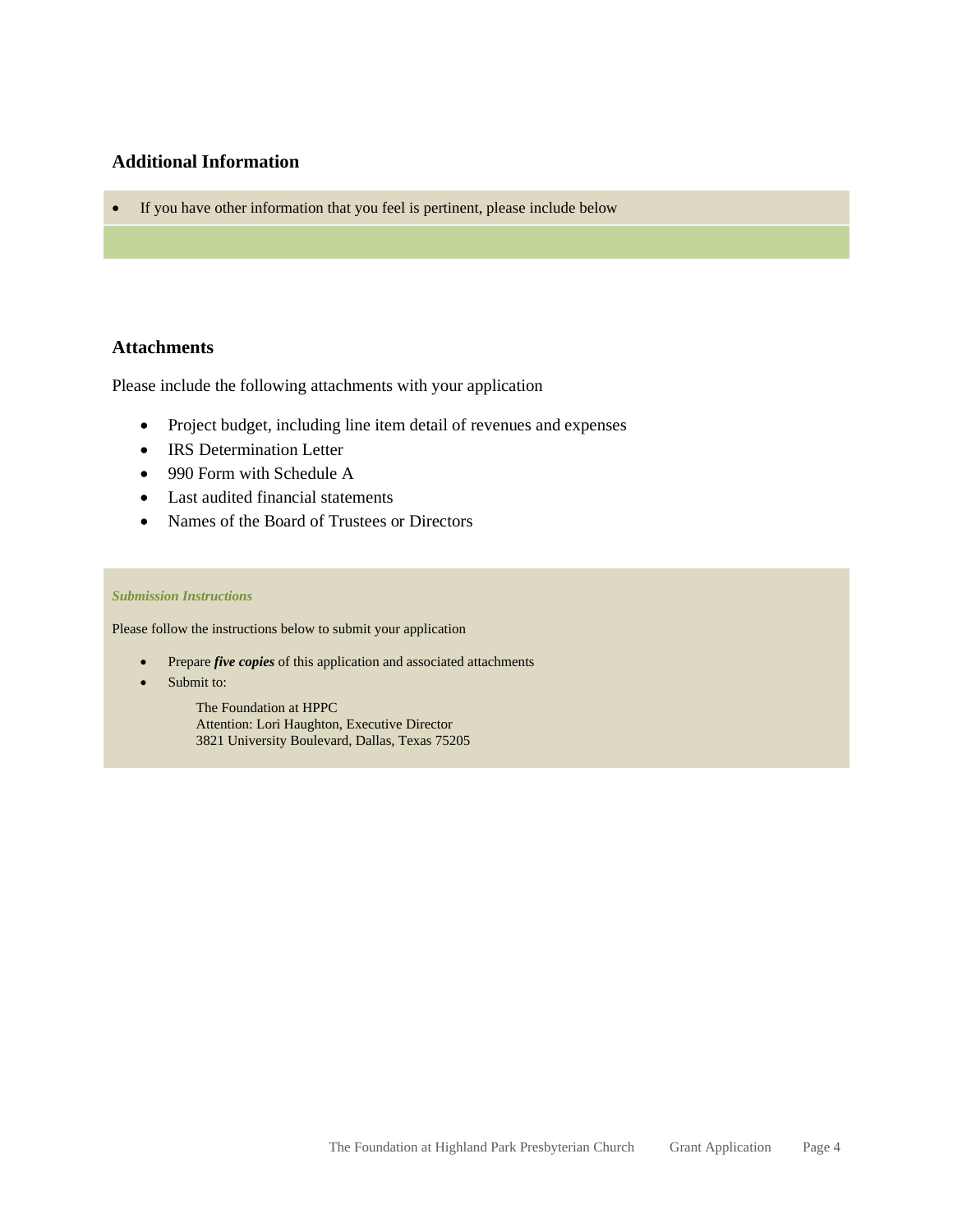## Additional Information

- If you have other information that you feel is pertinent, please include below

## Attachments

Please include the following attachments with your application

- Project budget, including line item detail of revenues and expenses
- IRS Determination Letter
- 990 Form with Schedule A
- Last audited financial statements
- Names of the Board of Trustees or Directors

***Submission Instructions***

Please follow the instructions below to submit your application

- Prepare ***five copies*** of this application and associated attachments
- Submit to:

  The Foundation at HPPC
  Attention: Lori Haughton, Executive Director
  3821 University Boulevard, Dallas, Texas 75205